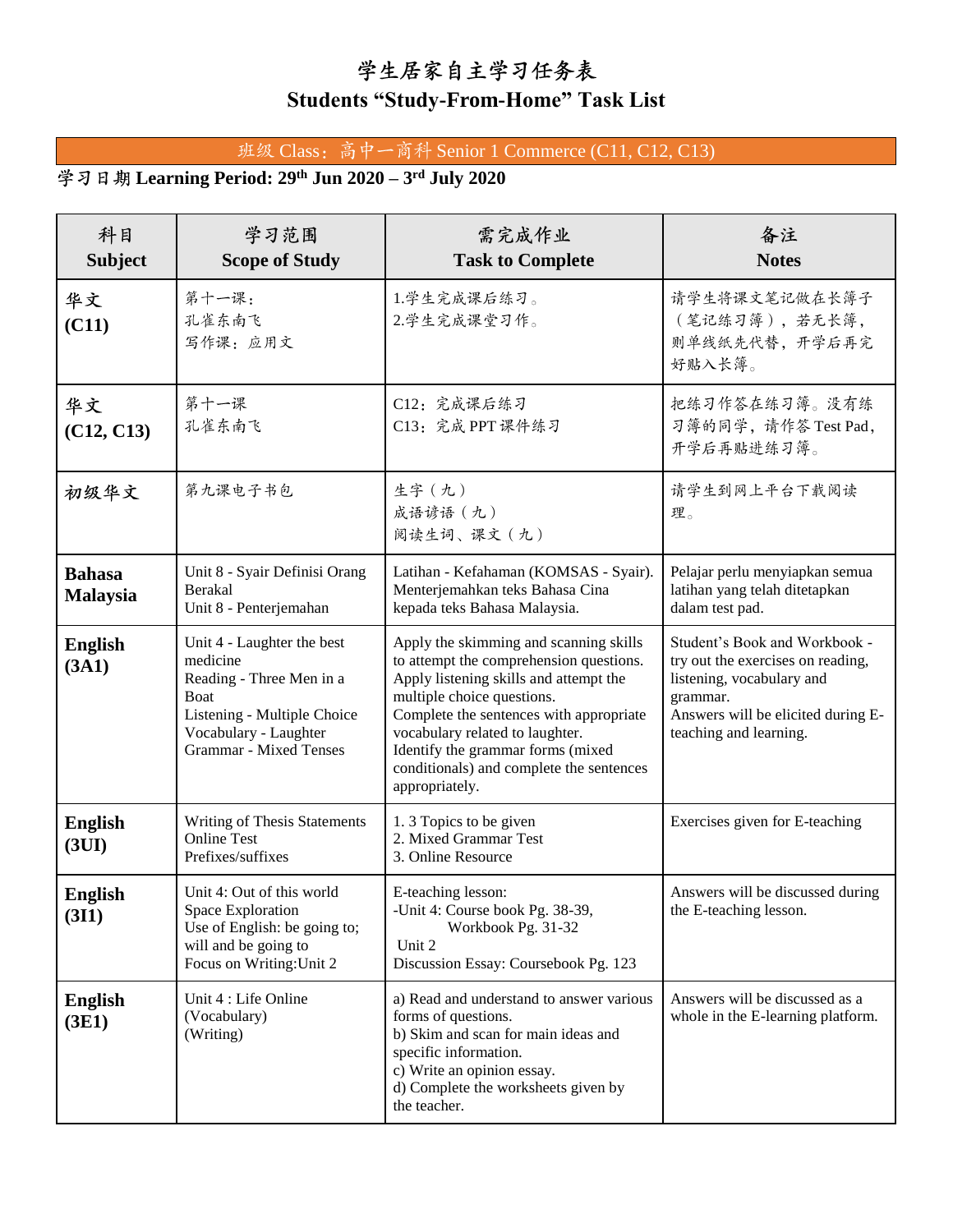# 学生居家自主学习任务表
# Students "Study-From-Home" Task List

班级 Class：高中一商科 Senior 1 Commerce (C11, C12, C13)

**学习日期 Learning Period: 29th Jun 2020 – 3rd July 2020**

| 科目<br>Subject | 学习范围<br>Scope of Study | 需完成作业<br>Task to Complete | 备注<br>Notes |
|---|---|---|---|
| **华文<br>(C11)** | 第十一课：<br>孔雀东南飞<br>写作课：应用文 | 1.学生完成课后练习。<br>2.学生完成课堂习作。 | 请学生将课文笔记做在长簿子（笔记练习簿），若无长簿，则单线纸先代替，开学后再完好贴入长簿。 |
| **华文<br>(C12, C13)** | 第十一课<br>孔雀东南飞 | C12：完成课后练习<br>C13：完成 PPT 课件练习 | 把练习作答在练习簿。没有练习簿的同学，请作答 Test Pad，开学后再贴进练习簿。 |
| **初级华文** | 第九课电子书包 | 生字（九）<br>成语谚语（九）<br>阅读生词、课文（九） | 请学生到网上平台下载阅读理。 |
| **Bahasa Malaysia** | Unit 8 - Syair Definisi Orang Berakal<br>Unit 8 - Penterjemahan | Latihan - Kefahaman (KOMSAS - Syair).<br>Menterjemahkan teks Bahasa Cina kepada teks Bahasa Malaysia. | Pelajar perlu menyiapkan semua latihan yang telah ditetapkan dalam test pad. |
| **English (3A1)** | Unit 4 - Laughter the best medicine<br>Reading - Three Men in a Boat<br>Listening - Multiple Choice<br>Vocabulary - Laughter<br>Grammar - Mixed Tenses | Apply the skimming and scanning skills to attempt the comprehension questions.<br>Apply listening skills and attempt the multiple choice questions.<br>Complete the sentences with appropriate vocabulary related to laughter.<br>Identify the grammar forms (mixed conditionals) and complete the sentences appropriately. | Student's Book and Workbook - try out the exercises on reading, listening, vocabulary and grammar.<br>Answers will be elicited during E-teaching and learning. |
| **English (3UI)** | Writing of Thesis Statements<br>Online Test<br>Prefixes/suffixes | 1. 3 Topics to be given<br>2. Mixed Grammar Test<br>3. Online Resource | Exercises given for E-teaching |
| **English (3I1)** | Unit 4: Out of this world<br>Space Exploration<br>Use of English: be going to; will and be going to<br>Focus on Writing:Unit 2 | E-teaching lesson:<br>-Unit 4: Course book Pg. 38-39,<br>Workbook Pg. 31-32<br>Unit 2<br>Discussion Essay: Coursebook Pg. 123 | Answers will be discussed during the E-teaching lesson. |
| **English (3E1)** | Unit 4 : Life Online<br>(Vocabulary)<br>(Writing) | a) Read and understand to answer various forms of questions.<br>b) Skim and scan for main ideas and specific information.<br>c) Write an opinion essay.<br>d) Complete the worksheets given by the teacher. | Answers will be discussed as a whole in the E-learning platform. |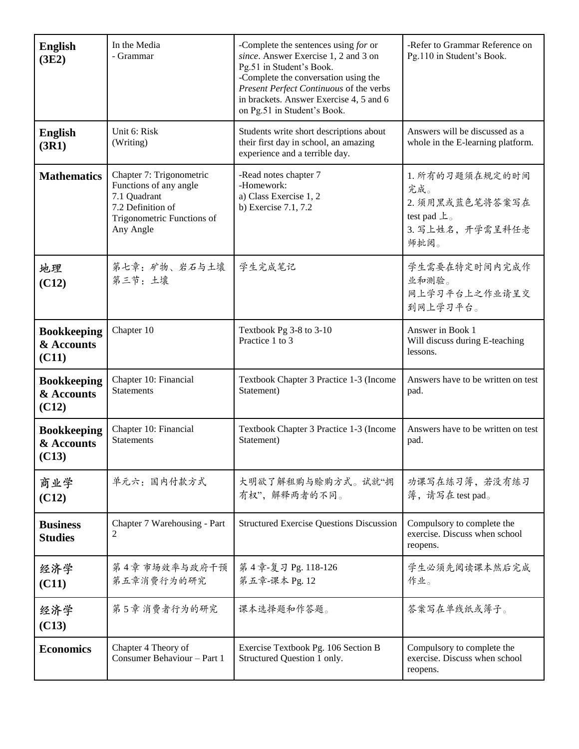| **English (3E2)** | In the Media<br>- Grammar | -Complete the sentences using *for* or *since*. Answer Exercise 1, 2 and 3 on Pg.51 in Student's Book.<br>-Complete the conversation using the *Present Perfect Continuous* of the verbs in brackets. Answer Exercise 4, 5 and 6 on Pg.51 in Student's Book. | -Refer to Grammar Reference on Pg.110 in Student's Book. |
|---|---|---|---|
| **English (3R1)** | Unit 6: Risk<br>(Writing) | Students write short descriptions about their first day in school, an amazing experience and a terrible day. | Answers will be discussed as a whole in the E-learning platform. |
| **Mathematics** | Chapter 7: Trigonometric Functions of any angle<br>7.1 Quadrant<br>7.2 Definition of Trigonometric Functions of Any Angle | -Read notes chapter 7<br>-Homework:<br>a) Class Exercise 1, 2<br>b) Exercise 7.1, 7.2 | 1. 所有的习题须在规定的时间完成。<br>2. 须用黑或蓝色笔将答案写在 test pad 上。<br>3. 写上姓名，开学需呈科任老师批阅。 |
| **地理 (C12)** | 第七章：矿物、岩石与土壤<br>第三节：土壤 | 学生完成笔记 | 学生需要在特定时间内完成作业和测验。<br>网上学习平台上之作业请呈交到网上学习平台。 |
| **Bookkeeping & Accounts (C11)** | Chapter 10 | Textbook Pg 3-8 to 3-10<br>Practice 1 to 3 | Answer in Book 1<br>Will discuss during E-teaching lessons. |
| **Bookkeeping & Accounts (C12)** | Chapter 10: Financial Statements | Textbook Chapter 3 Practice 1-3 (Income Statement) | Answers have to be written on test pad. |
| **Bookkeeping & Accounts (C13)** | Chapter 10: Financial Statements | Textbook Chapter 3 Practice 1-3 (Income Statement) | Answers have to be written on test pad. |
| **商业学 (C12)** | 单元六：国内付款方式 | 大明欲了解租购与赊购方式。试就"拥有权"，解释两者的不同。 | 功课写在练习簿，若没有练习簿，请写在 test pad。 |
| **Business Studies** | Chapter 7 Warehousing - Part 2 | Structured Exercise Questions Discussion | Compulsory to complete the exercise. Discuss when school reopens. |
| **经济学 (C11)** | 第 4 章 市场效率与政府干预<br>第五章消费行为的研究 | 第 4 章-复习 Pg. 118-126<br>第五章-课本 Pg. 12 | 学生必须先阅读课本然后完成作业。 |
| **经济学 (C13)** | 第 5 章 消费者行为的研究 | 课本选择题和作答题。 | 答案写在单线纸或簿子。 |
| **Economics** | Chapter 4 Theory of Consumer Behaviour – Part 1 | Exercise Textbook Pg. 106 Section B Structured Question 1 only. | Compulsory to complete the exercise. Discuss when school reopens. |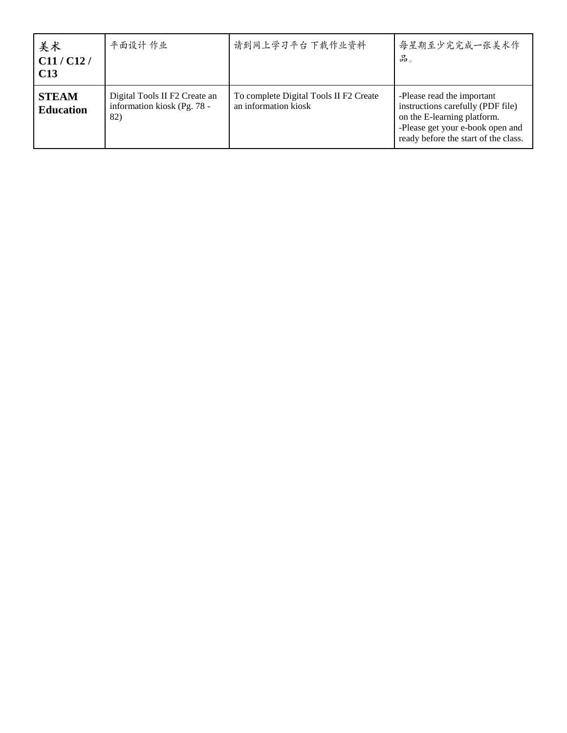| | | | |
|---|---|---|---|
| **美术 C11 / C12 / C13** | 平面设计 作业 | 请到网上学习平台 下载作业资料 | 每星期至少完完成一张美术作品。 |
| **STEAM Education** | Digital Tools II F2 Create an information kiosk (Pg. 78 - 82) | To complete Digital Tools II F2 Create an information kiosk | -Please read the important instructions carefully (PDF file) on the E-learning platform.<br>-Please get your e-book open and ready before the start of the class. |